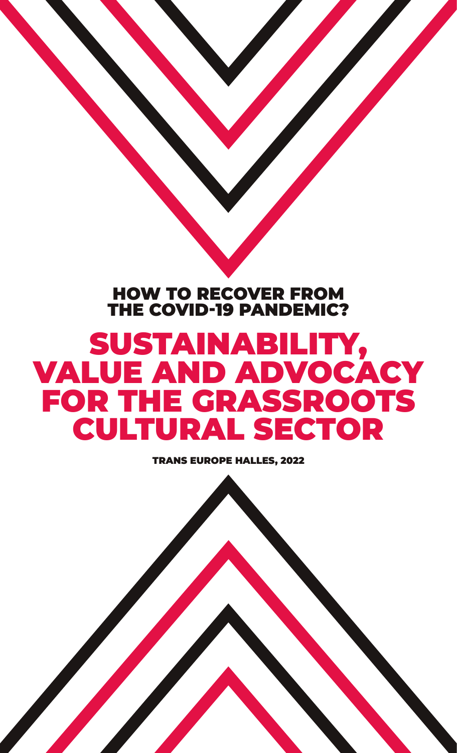## HOW TO RECOVER FROM THE COVID-19 PANDEMIC?

# SUSTAINABILITY, VALUE AND ADVOCACY FOR THE GRASSROOTS CULTURAL SECTOR

TRANS EUROPE HALLES, 2022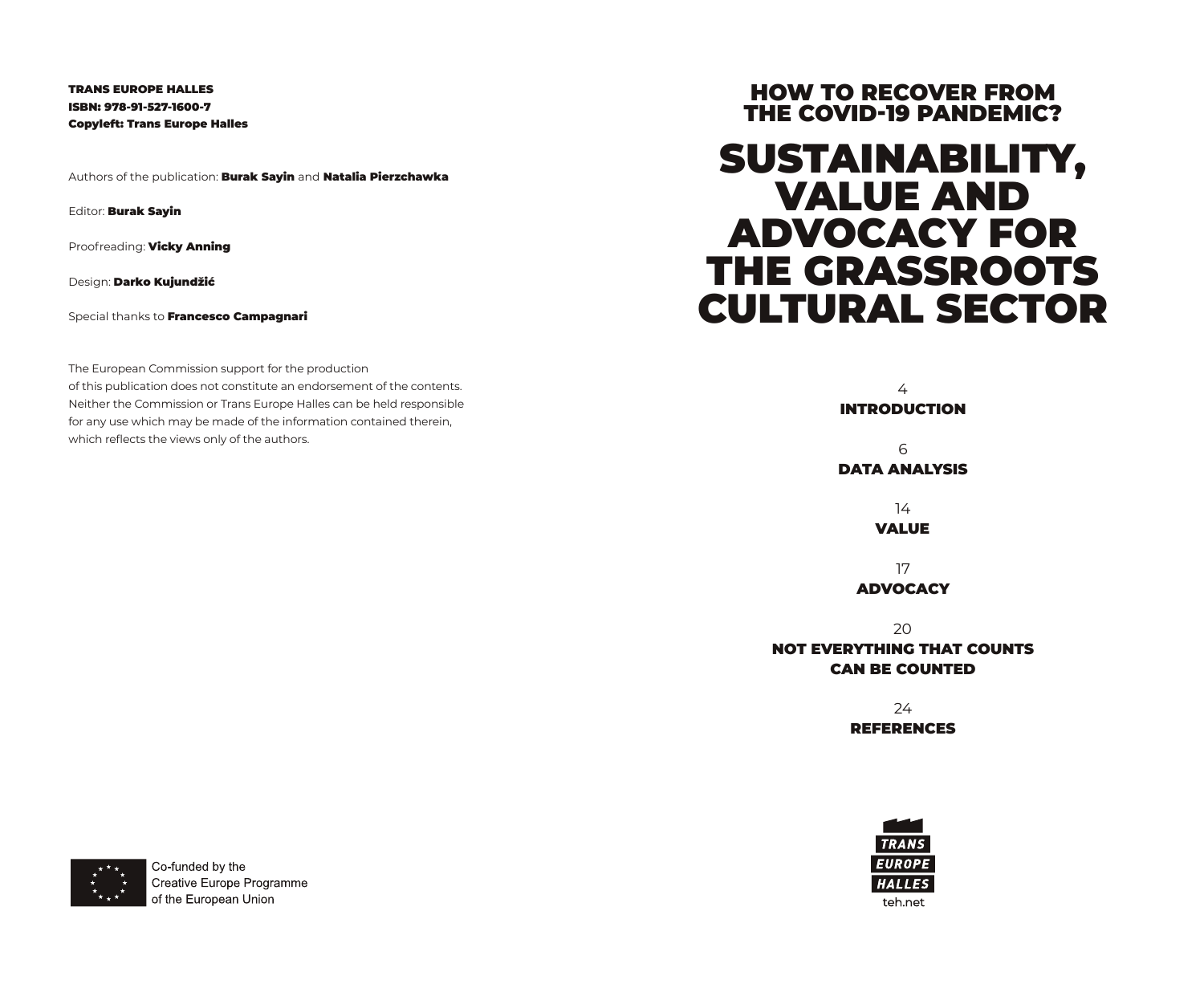**TRANS EUROPE HALLES**
**ISBN: 978-91-527-1600-7**
**Copyleft: Trans Europe Halles**

Authors of the publication: **Burak Sayin** and **Natalia Pierzchawka**

Editor: **Burak Sayin**

Proofreading: **Vicky Anning**

Design: **Darko Kujundžić**

Special thanks to **Francesco Campagnari**

The European Commission support for the production of this publication does not constitute an endorsement of the contents. Neither the Commission or Trans Europe Halles can be held responsible for any use which may be made of the information contained therein, which reflects the views only of the authors.

Co-funded by the Creative Europe Programme of the European Union

## HOW TO RECOVER FROM THE COVID-19 PANDEMIC?

# SUSTAINABILITY, VALUE AND ADVOCACY FOR THE GRASSROOTS CULTURAL SECTOR

4
**INTRODUCTION**

6
**DATA ANALYSIS**

14
**VALUE**

17
**ADVOCACY**

20
**NOT EVERYTHING THAT COUNTS CAN BE COUNTED**

24
**REFERENCES**

TRANS EUROPE HALLES
teh.net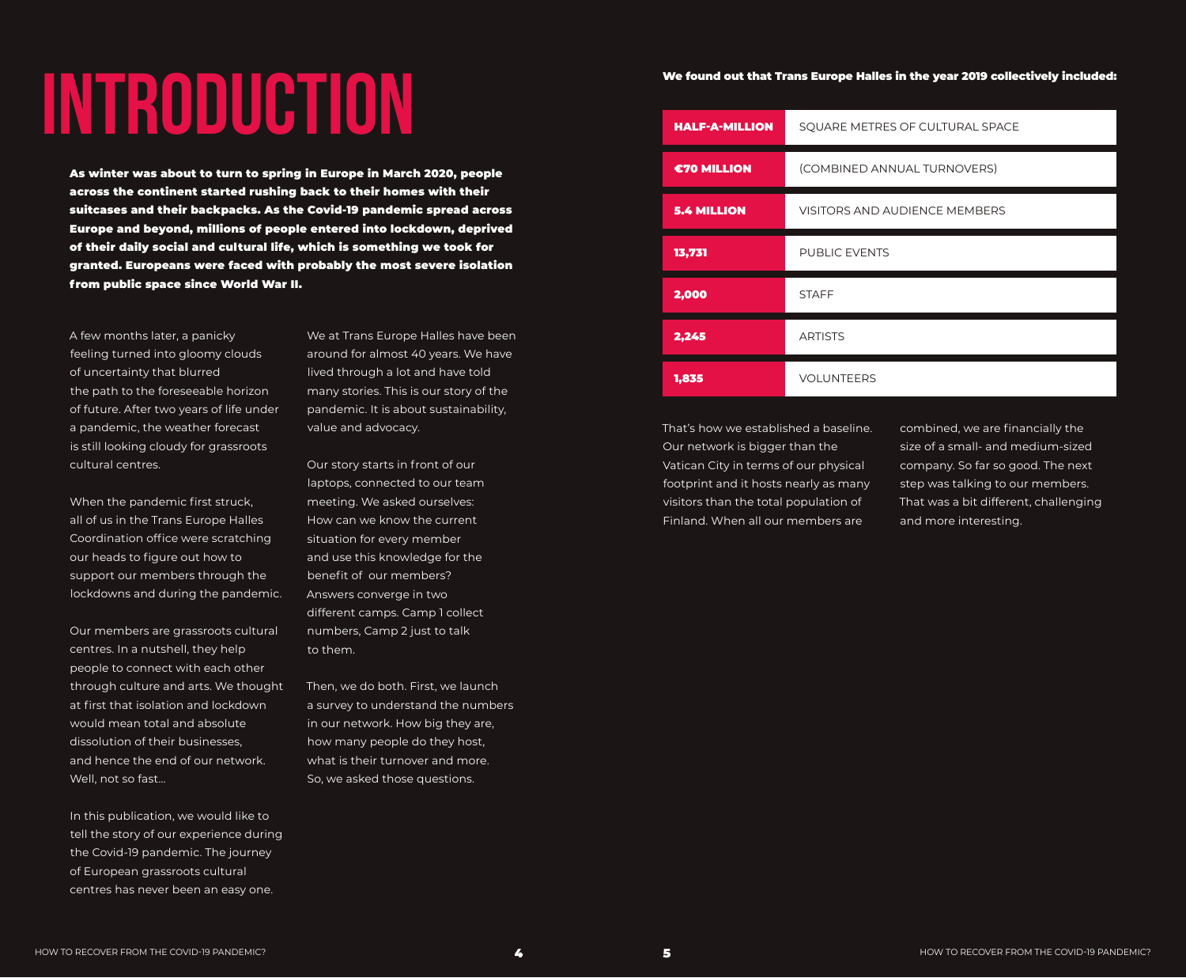# INTRODUCTION

**As winter was about to turn to spring in Europe in March 2020, people across the continent started rushing back to their homes with their suitcases and their backpacks. As the Covid-19 pandemic spread across Europe and beyond, millions of people entered into lockdown, deprived of their daily social and cultural life, which is something we took for granted. Europeans were faced with probably the most severe isolation from public space since World War II.**

A few months later, a panicky feeling turned into gloomy clouds of uncertainty that blurred the path to the foreseeable horizon of future. After two years of life under a pandemic, the weather forecast is still looking cloudy for grassroots cultural centres.

When the pandemic first struck, all of us in the Trans Europe Halles Coordination office were scratching our heads to figure out how to support our members through the lockdowns and during the pandemic.

Our members are grassroots cultural centres. In a nutshell, they help people to connect with each other through culture and arts. We thought at first that isolation and lockdown would mean total and absolute dissolution of their businesses, and hence the end of our network. Well, not so fast...

In this publication, we would like to tell the story of our experience during the Covid-19 pandemic. The journey of European grassroots cultural centres has never been an easy one.

We at Trans Europe Halles have been around for almost 40 years. We have lived through a lot and have told many stories. This is our story of the pandemic. It is about sustainability, value and advocacy.

Our story starts in front of our laptops, connected to our team meeting. We asked ourselves: How can we know the current situation for every member and use this knowledge for the benefit of our members? Answers converge in two different camps. Camp 1 collect numbers, Camp 2 just to talk to them.

Then, we do both. First, we launch a survey to understand the numbers in our network. How big they are, how many people do they host, what is their turnover and more. So, we asked those questions.

**We found out that Trans Europe Halles in the year 2019 collectively included:**

| | |
|---|---|
| **HALF-A-MILLION** | SQUARE METRES OF CULTURAL SPACE |
| **€70 MILLION** | (COMBINED ANNUAL TURNOVERS) |
| **5.4 MILLION** | VISITORS AND AUDIENCE MEMBERS |
| **13,731** | PUBLIC EVENTS |
| **2,000** | STAFF |
| **2,245** | ARTISTS |
| **1,835** | VOLUNTEERS |

That's how we established a baseline. Our network is bigger than the Vatican City in terms of our physical footprint and it hosts nearly as many visitors than the total population of Finland. When all our members are combined, we are financially the size of a small- and medium-sized company. So far so good. The next step was talking to our members. That was a bit different, challenging and more interesting.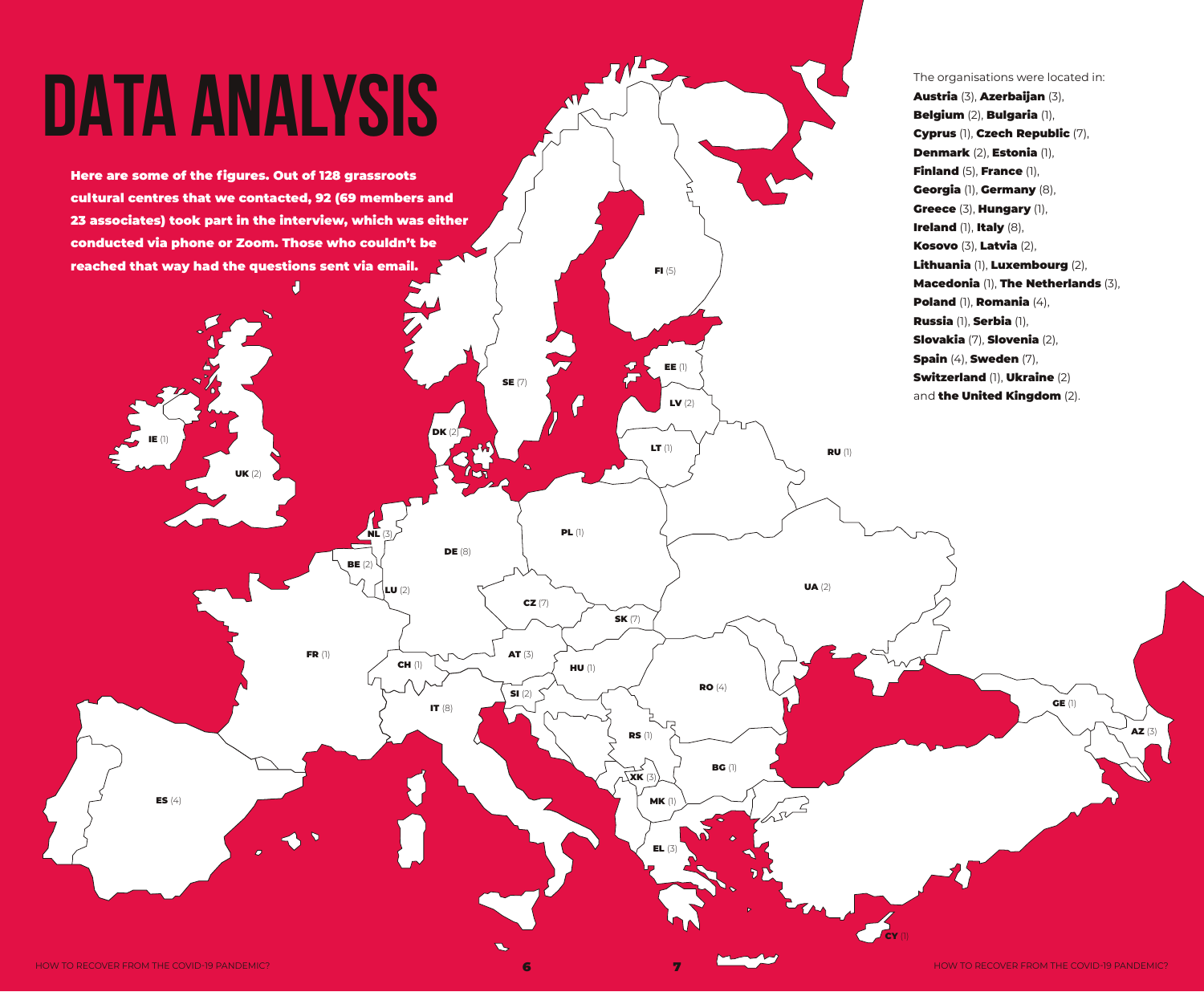# DATA ANALYSIS

**Here are some of the figures. Out of 128 grassroots cultural centres that we contacted, 92 (69 members and 23 associates) took part in the interview, which was either conducted via phone or Zoom. Those who couldn't be reached that way had the questions sent via email.**

The organisations were located in:
**Austria** (3), **Azerbaijan** (3), **Belgium** (2), **Bulgaria** (1), **Cyprus** (1), **Czech Republic** (7), **Denmark** (2), **Estonia** (1), **Finland** (5), **France** (1), **Georgia** (1), **Germany** (8), **Greece** (3), **Hungary** (1), **Ireland** (1), **Italy** (8), **Kosovo** (3), **Latvia** (2), **Lithuania** (1), **Luxembourg** (2), **Macedonia** (1), **The Netherlands** (3), **Poland** (1), **Romania** (4), **Russia** (1), **Serbia** (1), **Slovakia** (7), **Slovenia** (2), **Spain** (4), **Sweden** (7), **Switzerland** (1), **Ukraine** (2) and **the United Kingdom** (2).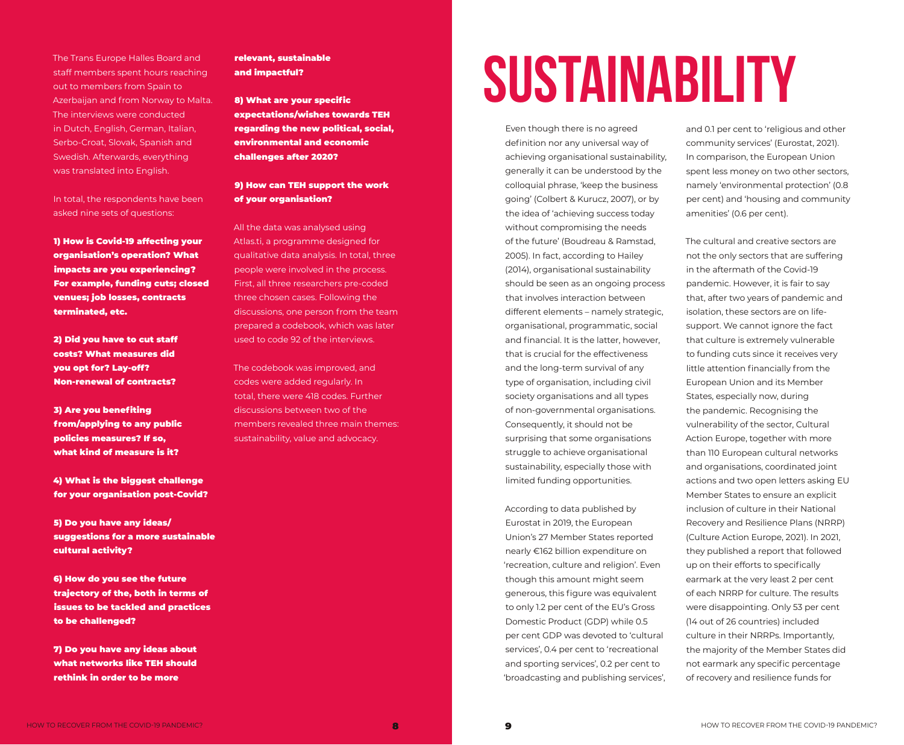The Trans Europe Halles Board and staff members spent hours reaching out to members from Spain to Azerbaijan and from Norway to Malta. The interviews were conducted in Dutch, English, German, Italian, Serbo-Croat, Slovak, Spanish and Swedish. Afterwards, everything was translated into English.

In total, the respondents have been asked nine sets of questions:

**1) How is Covid-19 affecting your organisation's operation? What impacts are you experiencing? For example, funding cuts; closed venues; job losses, contracts terminated, etc.**

**2) Did you have to cut staff costs? What measures did you opt for? Lay-off? Non-renewal of contracts?**

**3) Are you benefiting from/applying to any public policies measures? If so, what kind of measure is it?**

**4) What is the biggest challenge for your organisation post-Covid?**

**5) Do you have any ideas/ suggestions for a more sustainable cultural activity?**

**6) How do you see the future trajectory of the, both in terms of issues to be tackled and practices to be challenged?**

**7) Do you have any ideas about what networks like TEH should rethink in order to be more relevant, sustainable and impactful?**

**8) What are your specific expectations/wishes towards TEH regarding the new political, social, environmental and economic challenges after 2020?**

**9) How can TEH support the work of your organisation?**

All the data was analysed using Atlas.ti, a programme designed for qualitative data analysis. In total, three people were involved in the process. First, all three researchers pre-coded three chosen cases. Following the discussions, one person from the team prepared a codebook, which was later used to code 92 of the interviews.

The codebook was improved, and codes were added regularly. In total, there were 418 codes. Further discussions between two of the members revealed three main themes: sustainability, value and advocacy.

# SUSTAINABILITY

Even though there is no agreed definition nor any universal way of achieving organisational sustainability, generally it can be understood by the colloquial phrase, 'keep the business going' (Colbert & Kurucz, 2007), or by the idea of 'achieving success today without compromising the needs of the future' (Boudreau & Ramstad, 2005). In fact, according to Hailey (2014), organisational sustainability should be seen as an ongoing process that involves interaction between different elements – namely strategic, organisational, programmatic, social and financial. It is the latter, however, that is crucial for the effectiveness and the long-term survival of any type of organisation, including civil society organisations and all types of non-governmental organisations. Consequently, it should not be surprising that some organisations struggle to achieve organisational sustainability, especially those with limited funding opportunities.

According to data published by Eurostat in 2019, the European Union's 27 Member States reported nearly €162 billion expenditure on 'recreation, culture and religion'. Even though this amount might seem generous, this figure was equivalent to only 1.2 per cent of the EU's Gross Domestic Product (GDP) while 0.5 per cent GDP was devoted to 'cultural services', 0.4 per cent to 'recreational and sporting services', 0.2 per cent to 'broadcasting and publishing services', and 0.1 per cent to 'religious and other community services' (Eurostat, 2021). In comparison, the European Union spent less money on two other sectors, namely 'environmental protection' (0.8 per cent) and 'housing and community amenities' (0.6 per cent).

The cultural and creative sectors are not the only sectors that are suffering in the aftermath of the Covid-19 pandemic. However, it is fair to say that, after two years of pandemic and isolation, these sectors are on life-support. We cannot ignore the fact that culture is extremely vulnerable to funding cuts since it receives very little attention financially from the European Union and its Member States, especially now, during the pandemic. Recognising the vulnerability of the sector, Cultural Action Europe, together with more than 110 European cultural networks and organisations, coordinated joint actions and two open letters asking EU Member States to ensure an explicit inclusion of culture in their National Recovery and Resilience Plans (NRRP) (Culture Action Europe, 2021). In 2021, they published a report that followed up on their efforts to specifically earmark at the very least 2 per cent of each NRRP for culture. The results were disappointing. Only 53 per cent (14 out of 26 countries) included culture in their NRRPs. Importantly, the majority of the Member States did not earmark any specific percentage of recovery and resilience funds for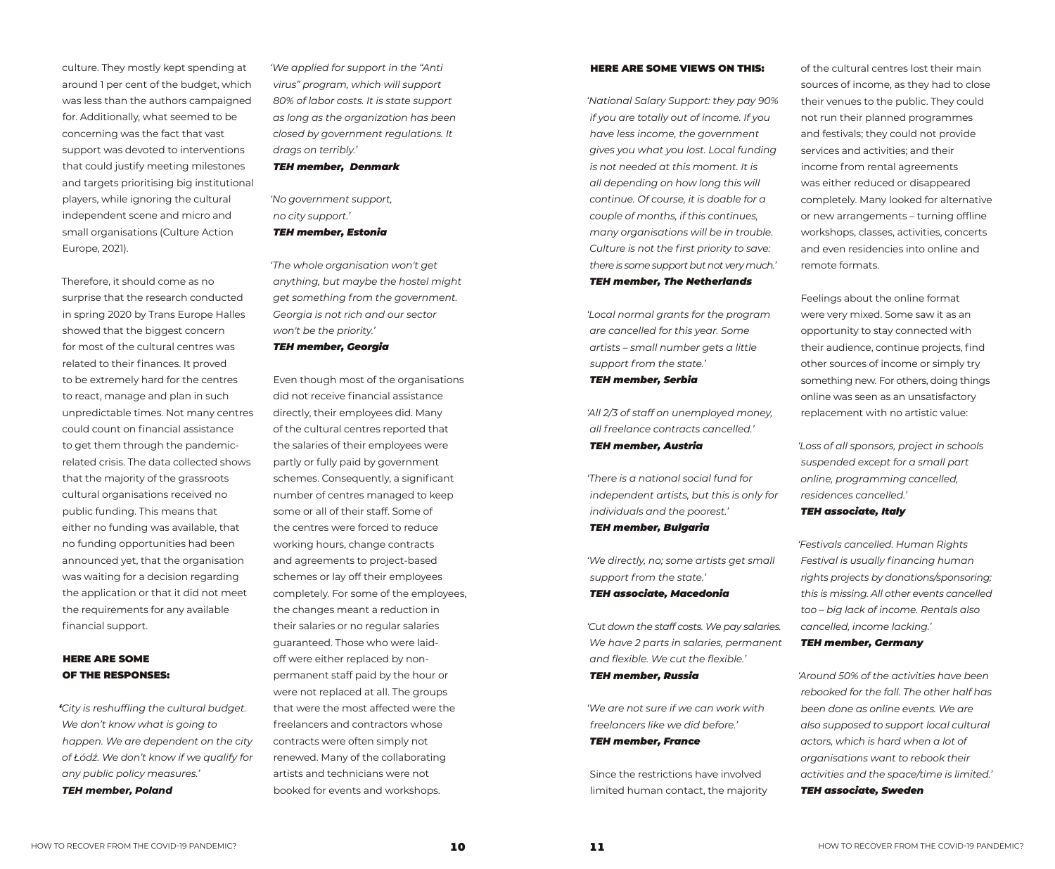culture. They mostly kept spending at around 1 per cent of the budget, which was less than the authors campaigned for. Additionally, what seemed to be concerning was the fact that vast support was devoted to interventions that could justify meeting milestones and targets prioritising big institutional players, while ignoring the cultural independent scene and micro and small organisations (Culture Action Europe, 2021).

Therefore, it should come as no surprise that the research conducted in spring 2020 by Trans Europe Halles showed that the biggest concern for most of the cultural centres was related to their finances. It proved to be extremely hard for the centres to react, manage and plan in such unpredictable times. Not many centres could count on financial assistance to get them through the pandemic-related crisis. The data collected shows that the majority of the grassroots cultural organisations received no public funding. This means that either no funding was available, that no funding opportunities had been announced yet, that the organisation was waiting for a decision regarding the application or that it did not meet the requirements for any available financial support.

**HERE ARE SOME OF THE RESPONSES:**

*'City is reshuffling the cultural budget. We don't know what is going to happen. We are dependent on the city of Łódź. We don't know if we qualify for any public policy measures.'*
***TEH member, Poland***

*'We applied for support in the "Anti virus" program, which will support 80% of labor costs. It is state support as long as the organization has been closed by government regulations. It drags on terribly.'*
***TEH member, Denmark***

*'No government support, no city support.'*
***TEH member, Estonia***

*'The whole organisation won't get anything, but maybe the hostel might get something from the government. Georgia is not rich and our sector won't be the priority.'*
***TEH member, Georgia***

Even though most of the organisations did not receive financial assistance directly, their employees did. Many of the cultural centres reported that the salaries of their employees were partly or fully paid by government schemes. Consequently, a significant number of centres managed to keep some or all of their staff. Some of the centres were forced to reduce working hours, change contracts and agreements to project-based schemes or lay off their employees completely. For some of the employees, the changes meant a reduction in their salaries or no regular salaries guaranteed. Those who were laid-off were either replaced by non-permanent staff paid by the hour or were not replaced at all. The groups that were the most affected were the freelancers and contractors whose contracts were often simply not renewed. Many of the collaborating artists and technicians were not booked for events and workshops.

**HERE ARE SOME VIEWS ON THIS:**

*'National Salary Support: they pay 90% if you are totally out of income. If you have less income, the government gives you what you lost. Local funding is not needed at this moment. It is all depending on how long this will continue. Of course, it is doable for a couple of months, if this continues, many organisations will be in trouble. Culture is not the first priority to save: there is some support but not very much.'*
***TEH member, The Netherlands***

*'Local normal grants for the program are cancelled for this year. Some artists – small number gets a little support from the state.'*
***TEH member, Serbia***

*'All 2/3 of staff on unemployed money, all freelance contracts cancelled.'*
***TEH member, Austria***

*'There is a national social fund for independent artists, but this is only for individuals and the poorest.'*
***TEH member, Bulgaria***

*'We directly, no; some artists get small support from the state.'*
***TEH associate, Macedonia***

*'Cut down the staff costs. We pay salaries. We have 2 parts in salaries, permanent and flexible. We cut the flexible.'*
***TEH member, Russia***

*'We are not sure if we can work with freelancers like we did before.'*
***TEH member, France***

Since the restrictions have involved limited human contact, the majority of the cultural centres lost their main sources of income, as they had to close their venues to the public. They could not run their planned programmes and festivals; they could not provide services and activities; and their income from rental agreements was either reduced or disappeared completely. Many looked for alternative or new arrangements – turning offline workshops, classes, activities, concerts and even residencies into online and remote formats.

Feelings about the online format were very mixed. Some saw it as an opportunity to stay connected with their audience, continue projects, find other sources of income or simply try something new. For others, doing things online was seen as an unsatisfactory replacement with no artistic value:

*'Loss of all sponsors, project in schools suspended except for a small part online, programming cancelled, residences cancelled.'*
***TEH associate, Italy***

*'Festivals cancelled. Human Rights Festival is usually financing human rights projects by donations/sponsoring; this is missing. All other events cancelled too – big lack of income. Rentals also cancelled, income lacking.'*
***TEH member, Germany***

*'Around 50% of the activities have been rebooked for the fall. The other half has been done as online events. We are also supposed to support local cultural actors, which is hard when a lot of organisations want to rebook their activities and the space/time is limited.'*
***TEH associate, Sweden***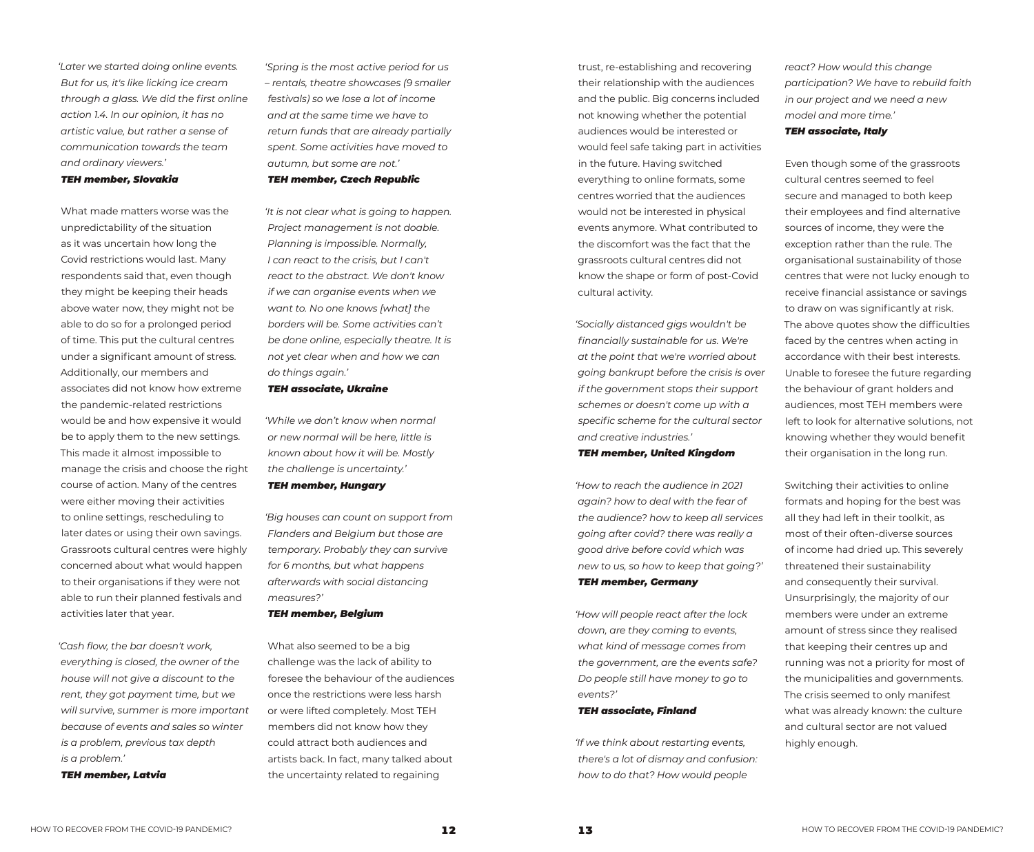*'Later we started doing online events. But for us, it's like licking ice cream through a glass. We did the first online action 1.4. In our opinion, it has no artistic value, but rather a sense of communication towards the team and ordinary viewers.'*

***TEH member, Slovakia***

What made matters worse was the unpredictability of the situation as it was uncertain how long the Covid restrictions would last. Many respondents said that, even though they might be keeping their heads above water now, they might not be able to do so for a prolonged period of time. This put the cultural centres under a significant amount of stress. Additionally, our members and associates did not know how extreme the pandemic-related restrictions would be and how expensive it would be to apply them to the new settings. This made it almost impossible to manage the crisis and choose the right course of action. Many of the centres were either moving their activities to online settings, rescheduling to later dates or using their own savings. Grassroots cultural centres were highly concerned about what would happen to their organisations if they were not able to run their planned festivals and activities later that year.

*'Cash flow, the bar doesn't work, everything is closed, the owner of the house will not give a discount to the rent, they got payment time, but we will survive, summer is more important because of events and sales so winter is a problem, previous tax depth is a problem.'*

***TEH member, Latvia***

*'Spring is the most active period for us – rentals, theatre showcases (9 smaller festivals) so we lose a lot of income and at the same time we have to return funds that are already partially spent. Some activities have moved to autumn, but some are not.'*

***TEH member, Czech Republic***

*'It is not clear what is going to happen. Project management is not doable. Planning is impossible. Normally, I can react to the crisis, but I can't react to the abstract. We don't know if we can organise events when we want to. No one knows [what] the borders will be. Some activities can't be done online, especially theatre. It is not yet clear when and how we can do things again.'*

***TEH associate, Ukraine***

*'While we don't know when normal or new normal will be here, little is known about how it will be. Mostly the challenge is uncertainty.'*

***TEH member, Hungary***

*'Big houses can count on support from Flanders and Belgium but those are temporary. Probably they can survive for 6 months, but what happens afterwards with social distancing measures?'*

***TEH member, Belgium***

What also seemed to be a big challenge was the lack of ability to foresee the behaviour of the audiences once the restrictions were less harsh or were lifted completely. Most TEH members did not know how they could attract both audiences and artists back. In fact, many talked about the uncertainty related to regaining trust, re-establishing and recovering their relationship with the audiences and the public. Big concerns included not knowing whether the potential audiences would be interested or would feel safe taking part in activities in the future. Having switched everything to online formats, some centres worried that the audiences would not be interested in physical events anymore. What contributed to the discomfort was the fact that the grassroots cultural centres did not know the shape or form of post-Covid cultural activity.

*'Socially distanced gigs wouldn't be financially sustainable for us. We're at the point that we're worried about going bankrupt before the crisis is over if the government stops their support schemes or doesn't come up with a specific scheme for the cultural sector and creative industries.'*

***TEH member, United Kingdom***

*'How to reach the audience in 2021 again? how to deal with the fear of the audience? how to keep all services going after covid? there was really a good drive before covid which was new to us, so how to keep that going?'*

***TEH member, Germany***

*'How will people react after the lock down, are they coming to events, what kind of message comes from the government, are the events safe? Do people still have money to go to events?'*

***TEH associate, Finland***

*'If we think about restarting events, there's a lot of dismay and confusion: how to do that? How would people react? How would this change participation? We have to rebuild faith in our project and we need a new model and more time.'*

***TEH associate, Italy***

Even though some of the grassroots cultural centres seemed to feel secure and managed to both keep their employees and find alternative sources of income, they were the exception rather than the rule. The organisational sustainability of those centres that were not lucky enough to receive financial assistance or savings to draw on was significantly at risk. The above quotes show the difficulties faced by the centres when acting in accordance with their best interests. Unable to foresee the future regarding the behaviour of grant holders and audiences, most TEH members were left to look for alternative solutions, not knowing whether they would benefit their organisation in the long run.

Switching their activities to online formats and hoping for the best was all they had left in their toolkit, as most of their often-diverse sources of income had dried up. This severely threatened their sustainability and consequently their survival. Unsurprisingly, the majority of our members were under an extreme amount of stress since they realised that keeping their centres up and running was not a priority for most of the municipalities and governments. The crisis seemed to only manifest what was already known: the culture and cultural sector are not valued highly enough.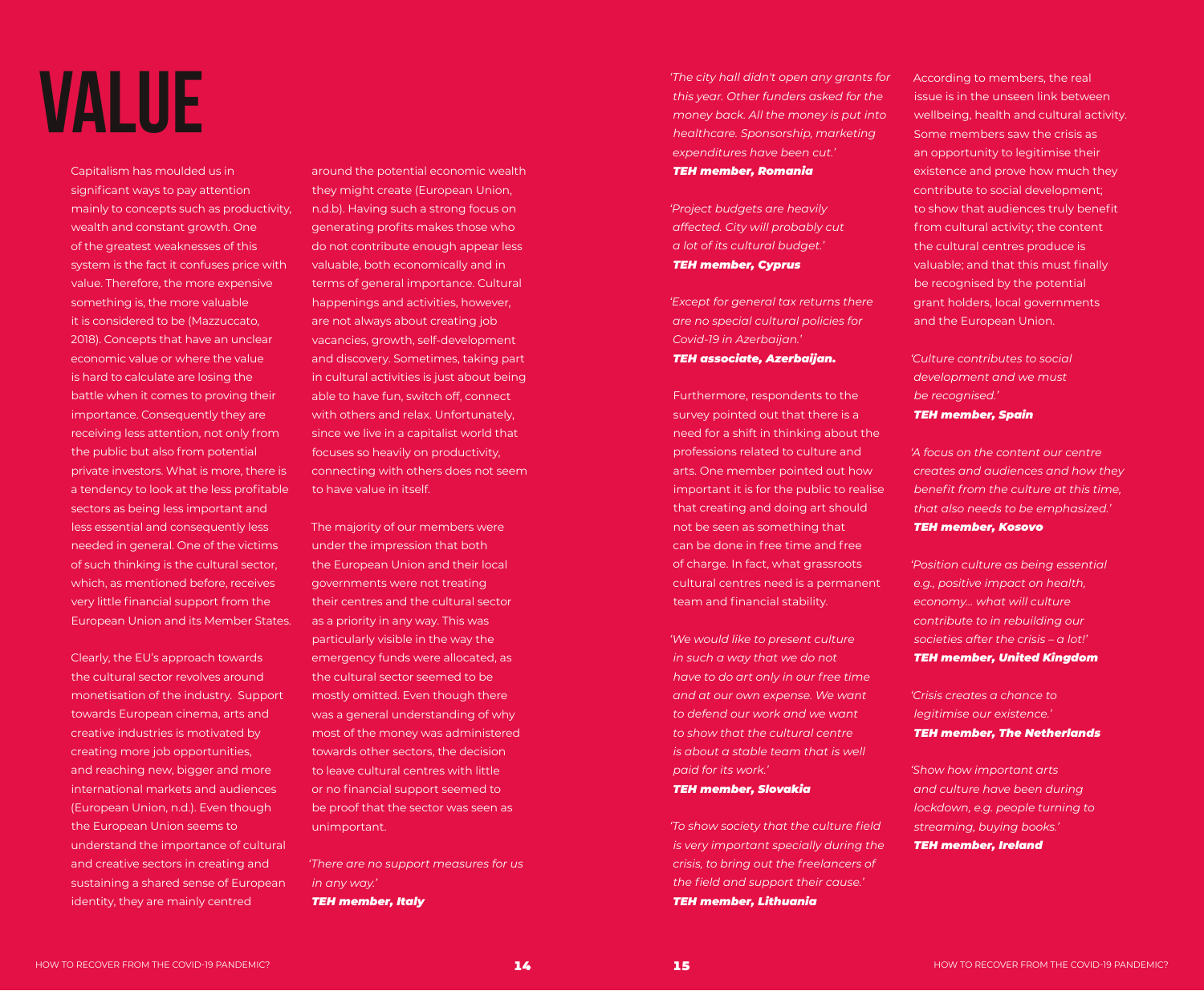# VALUE

Capitalism has moulded us in significant ways to pay attention mainly to concepts such as productivity, wealth and constant growth. One of the greatest weaknesses of this system is the fact it confuses price with value. Therefore, the more expensive something is, the more valuable it is considered to be (Mazzuccato, 2018). Concepts that have an unclear economic value or where the value is hard to calculate are losing the battle when it comes to proving their importance. Consequently they are receiving less attention, not only from the public but also from potential private investors. What is more, there is a tendency to look at the less profitable sectors as being less important and less essential and consequently less needed in general. One of the victims of such thinking is the cultural sector, which, as mentioned before, receives very little financial support from the European Union and its Member States.

Clearly, the EU's approach towards the cultural sector revolves around monetisation of the industry. Support towards European cinema, arts and creative industries is motivated by creating more job opportunities, and reaching new, bigger and more international markets and audiences (European Union, n.d.). Even though the European Union seems to understand the importance of cultural and creative sectors in creating and sustaining a shared sense of European identity, they are mainly centred around the potential economic wealth they might create (European Union, n.d.b). Having such a strong focus on generating profits makes those who do not contribute enough appear less valuable, both economically and in terms of general importance. Cultural happenings and activities, however, are not always about creating job vacancies, growth, self-development and discovery. Sometimes, taking part in cultural activities is just about being able to have fun, switch off, connect with others and relax. Unfortunately, since we live in a capitalist world that focuses so heavily on productivity, connecting with others does not seem to have value in itself.

The majority of our members were under the impression that both the European Union and their local governments were not treating their centres and the cultural sector as a priority in any way. This was particularly visible in the way the emergency funds were allocated, as the cultural sector seemed to be mostly omitted. Even though there was a general understanding of why most of the money was administered towards other sectors, the decision to leave cultural centres with little or no financial support seemed to be proof that the sector was seen as unimportant.

*'There are no support measures for us in any way.'*
***TEH member, Italy***

*'The city hall didn't open any grants for this year. Other funders asked for the money back. All the money is put into healthcare. Sponsorship, marketing expenditures have been cut.'*
***TEH member, Romania***

*'Project budgets are heavily affected. City will probably cut a lot of its cultural budget.'*
***TEH member, Cyprus***

*'Except for general tax returns there are no special cultural policies for Covid-19 in Azerbaijan.'*
***TEH associate, Azerbaijan.***

Furthermore, respondents to the survey pointed out that there is a need for a shift in thinking about the professions related to culture and arts. One member pointed out how important it is for the public to realise that creating and doing art should not be seen as something that can be done in free time and free of charge. In fact, what grassroots cultural centres need is a permanent team and financial stability.

*'We would like to present culture in such a way that we do not have to do art only in our free time and at our own expense. We want to defend our work and we want to show that the cultural centre is about a stable team that is well paid for its work.'*
***TEH member, Slovakia***

*'To show society that the culture field is very important specially during the crisis, to bring out the freelancers of the field and support their cause.'*
***TEH member, Lithuania***

According to members, the real issue is in the unseen link between wellbeing, health and cultural activity. Some members saw the crisis as an opportunity to legitimise their existence and prove how much they contribute to social development; to show that audiences truly benefit from cultural activity; the content the cultural centres produce is valuable; and that this must finally be recognised by the potential grant holders, local governments and the European Union.

*'Culture contributes to social development and we must be recognised.'*
***TEH member, Spain***

*'A focus on the content our centre creates and audiences and how they benefit from the culture at this time, that also needs to be emphasized.'*
***TEH member, Kosovo***

*'Position culture as being essential e.g., positive impact on health, economy... what will culture contribute to in rebuilding our societies after the crisis – a lot!'*
***TEH member, United Kingdom***

*'Crisis creates a chance to legitimise our existence.'*
***TEH member, The Netherlands***

*'Show how important arts and culture have been during lockdown, e.g. people turning to streaming, buying books.'*
***TEH member, Ireland***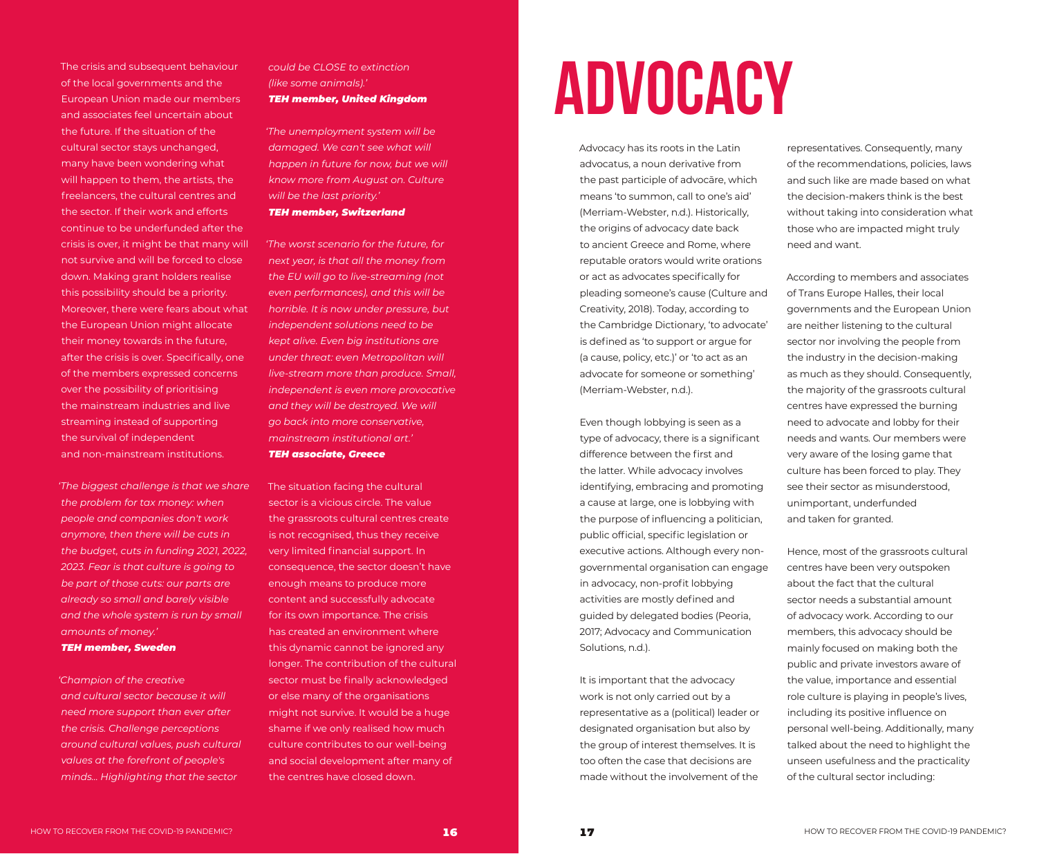The crisis and subsequent behaviour of the local governments and the European Union made our members and associates feel uncertain about the future. If the situation of the cultural sector stays unchanged, many have been wondering what will happen to them, the artists, the freelancers, the cultural centres and the sector. If their work and efforts continue to be underfunded after the crisis is over, it might be that many will not survive and will be forced to close down. Making grant holders realise this possibility should be a priority. Moreover, there were fears about what the European Union might allocate their money towards in the future, after the crisis is over. Specifically, one of the members expressed concerns over the possibility of prioritising the mainstream industries and live streaming instead of supporting the survival of independent and non-mainstream institutions.

*'The biggest challenge is that we share the problem for tax money: when people and companies don't work anymore, then there will be cuts in the budget, cuts in funding 2021, 2022, 2023. Fear is that culture is going to be part of those cuts: our parts are already so small and barely visible and the whole system is run by small amounts of money.'*
***TEH member, Sweden***

*'Champion of the creative and cultural sector because it will need more support than ever after the crisis. Challenge perceptions around cultural values, push cultural values at the forefront of people's minds... Highlighting that the sector could be CLOSE to extinction (like some animals).'*
***TEH member, United Kingdom***

*'The unemployment system will be damaged. We can't see what will happen in future for now, but we will know more from August on. Culture will be the last priority.'*
***TEH member, Switzerland***

*'The worst scenario for the future, for next year, is that all the money from the EU will go to live-streaming (not even performances), and this will be horrible. It is now under pressure, but independent solutions need to be kept alive. Even big institutions are under threat: even Metropolitan will live-stream more than produce. Small, independent is even more provocative and they will be destroyed. We will go back into more conservative, mainstream institutional art.'*
***TEH associate, Greece***

The situation facing the cultural sector is a vicious circle. The value the grassroots cultural centres create is not recognised, thus they receive very limited financial support. In consequence, the sector doesn't have enough means to produce more content and successfully advocate for its own importance. The crisis has created an environment where this dynamic cannot be ignored any longer. The contribution of the cultural sector must be finally acknowledged or else many of the organisations might not survive. It would be a huge shame if we only realised how much culture contributes to our well-being and social development after many of the centres have closed down.

# ADVOCACY

Advocacy has its roots in the Latin advocatus, a noun derivative from the past participle of advocāre, which means 'to summon, call to one's aid' (Merriam-Webster, n.d.). Historically, the origins of advocacy date back to ancient Greece and Rome, where reputable orators would write orations or act as advocates specifically for pleading someone's cause (Culture and Creativity, 2018). Today, according to the Cambridge Dictionary, 'to advocate' is defined as 'to support or argue for (a cause, policy, etc.)' or 'to act as an advocate for someone or something' (Merriam-Webster, n.d.).

Even though lobbying is seen as a type of advocacy, there is a significant difference between the first and the latter. While advocacy involves identifying, embracing and promoting a cause at large, one is lobbying with the purpose of influencing a politician, public official, specific legislation or executive actions. Although every non-governmental organisation can engage in advocacy, non-profit lobbying activities are mostly defined and guided by delegated bodies (Peoria, 2017; Advocacy and Communication Solutions, n.d.).

It is important that the advocacy work is not only carried out by a representative as a (political) leader or designated organisation but also by the group of interest themselves. It is too often the case that decisions are made without the involvement of the representatives. Consequently, many of the recommendations, policies, laws and such like are made based on what the decision-makers think is the best without taking into consideration what those who are impacted might truly need and want.

According to members and associates of Trans Europe Halles, their local governments and the European Union are neither listening to the cultural sector nor involving the people from the industry in the decision-making as much as they should. Consequently, the majority of the grassroots cultural centres have expressed the burning need to advocate and lobby for their needs and wants. Our members were very aware of the losing game that culture has been forced to play. They see their sector as misunderstood, unimportant, underfunded and taken for granted.

Hence, most of the grassroots cultural centres have been very outspoken about the fact that the cultural sector needs a substantial amount of advocacy work. According to our members, this advocacy should be mainly focused on making both the public and private investors aware of the value, importance and essential role culture is playing in people's lives, including its positive influence on personal well-being. Additionally, many talked about the need to highlight the unseen usefulness and the practicality of the cultural sector including: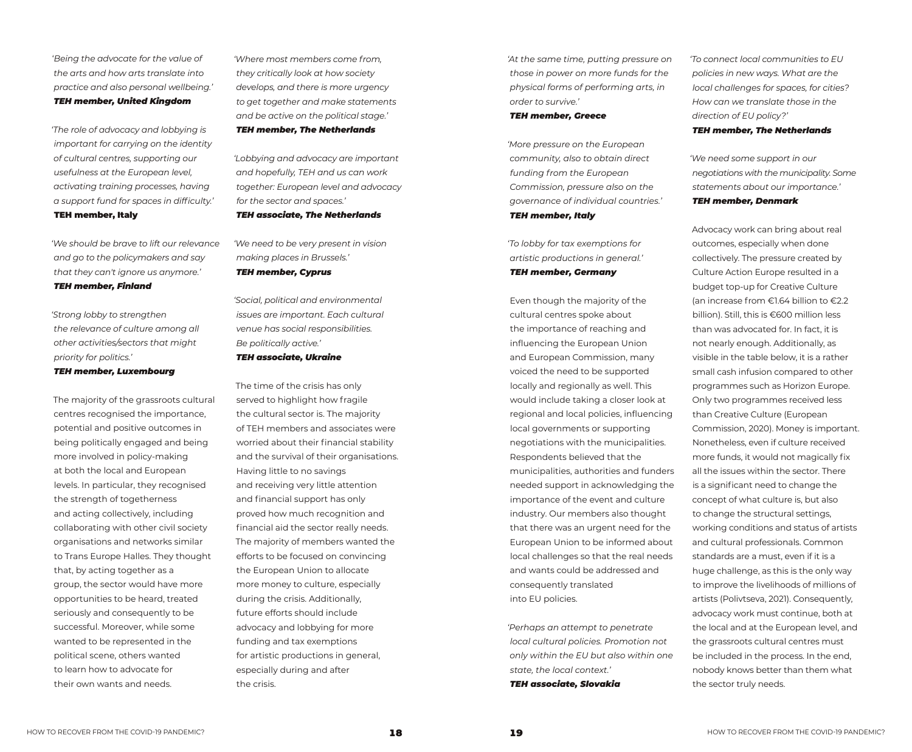*'Being the advocate for the value of the arts and how arts translate into practice and also personal wellbeing.'*
***TEH member, United Kingdom***

*'The role of advocacy and lobbying is important for carrying on the identity of cultural centres, supporting our usefulness at the European level, activating training processes, having a support fund for spaces in difficulty.'*
**TEH member, Italy**

*'We should be brave to lift our relevance and go to the policymakers and say that they can't ignore us anymore.'*
***TEH member, Finland***

*'Strong lobby to strengthen the relevance of culture among all other activities/sectors that might priority for politics.'*
***TEH member, Luxembourg***

The majority of the grassroots cultural centres recognised the importance, potential and positive outcomes in being politically engaged and being more involved in policy-making at both the local and European levels. In particular, they recognised the strength of togetherness and acting collectively, including collaborating with other civil society organisations and networks similar to Trans Europe Halles. They thought that, by acting together as a group, the sector would have more opportunities to be heard, treated seriously and consequently to be successful. Moreover, while some wanted to be represented in the political scene, others wanted to learn how to advocate for their own wants and needs.

*'Where most members come from, they critically look at how society develops, and there is more urgency to get together and make statements and be active on the political stage.'*
***TEH member, The Netherlands***

*'Lobbying and advocacy are important and hopefully, TEH and us can work together: European level and advocacy for the sector and spaces.'*
***TEH associate, The Netherlands***

*'We need to be very present in vision making places in Brussels.'*
***TEH member, Cyprus***

*'Social, political and environmental issues are important. Each cultural venue has social responsibilities. Be politically active.'*
***TEH associate, Ukraine***

The time of the crisis has only served to highlight how fragile the cultural sector is. The majority of TEH members and associates were worried about their financial stability and the survival of their organisations. Having little to no savings and receiving very little attention and financial support has only proved how much recognition and financial aid the sector really needs. The majority of members wanted the efforts to be focused on convincing the European Union to allocate more money to culture, especially during the crisis. Additionally, future efforts should include advocacy and lobbying for more funding and tax exemptions for artistic productions in general, especially during and after the crisis.

*'At the same time, putting pressure on those in power on more funds for the physical forms of performing arts, in order to survive.'*
***TEH member, Greece***

*'More pressure on the European community, also to obtain direct funding from the European Commission, pressure also on the governance of individual countries.'*
***TEH member, Italy***

*'To lobby for tax exemptions for artistic productions in general.'*
***TEH member, Germany***

Even though the majority of the cultural centres spoke about the importance of reaching and influencing the European Union and European Commission, many voiced the need to be supported locally and regionally as well. This would include taking a closer look at regional and local policies, influencing local governments or supporting negotiations with the municipalities. Respondents believed that the municipalities, authorities and funders needed support in acknowledging the importance of the event and culture industry. Our members also thought that there was an urgent need for the European Union to be informed about local challenges so that the real needs and wants could be addressed and consequently translated into EU policies.

*'Perhaps an attempt to penetrate local cultural policies. Promotion not only within the EU but also within one state, the local context.'*
***TEH associate, Slovakia***

*'To connect local communities to EU policies in new ways. What are the local challenges for spaces, for cities? How can we translate those in the direction of EU policy?'*
***TEH member, The Netherlands***

*'We need some support in our negotiations with the municipality. Some statements about our importance.'*
***TEH member, Denmark***

Advocacy work can bring about real outcomes, especially when done collectively. The pressure created by Culture Action Europe resulted in a budget top-up for Creative Culture (an increase from €1.64 billion to €2.2 billion). Still, this is €600 million less than was advocated for. In fact, it is not nearly enough. Additionally, as visible in the table below, it is a rather small cash infusion compared to other programmes such as Horizon Europe. Only two programmes received less than Creative Culture (European Commission, 2020). Money is important. Nonetheless, even if culture received more funds, it would not magically fix all the issues within the sector. There is a significant need to change the concept of what culture is, but also to change the structural settings, working conditions and status of artists and cultural professionals. Common standards are a must, even if it is a huge challenge, as this is the only way to improve the livelihoods of millions of artists (Polivtseva, 2021). Consequently, advocacy work must continue, both at the local and at the European level, and the grassroots cultural centres must be included in the process. In the end, nobody knows better than them what the sector truly needs.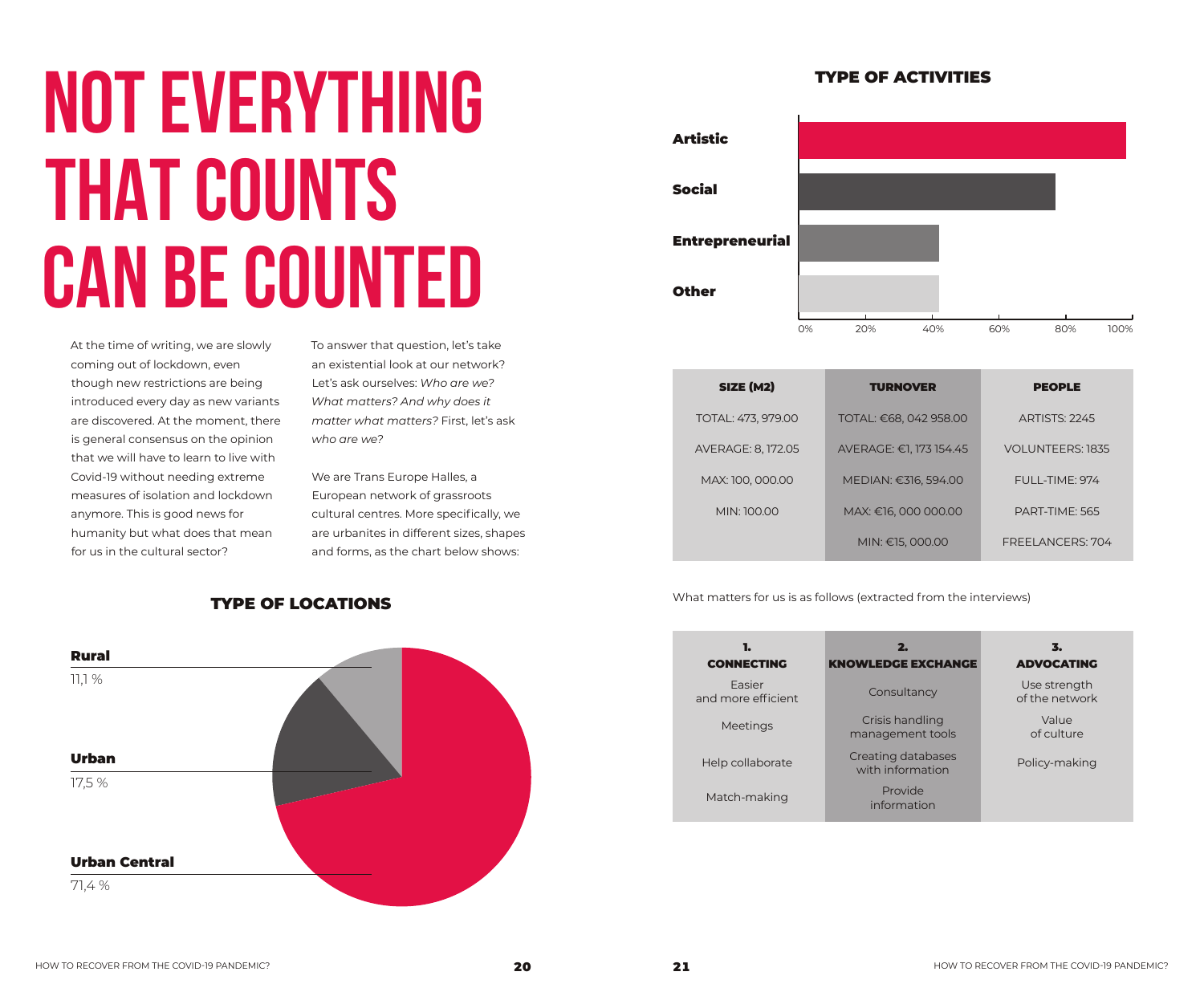# NOT EVERYTHING THAT COUNTS CAN BE COUNTED

At the time of writing, we are slowly coming out of lockdown, even though new restrictions are being introduced every day as new variants are discovered. At the moment, there is general consensus on the opinion that we will have to learn to live with Covid-19 without needing extreme measures of isolation and lockdown anymore. This is good news for humanity but what does that mean for us in the cultural sector?

To answer that question, let's take an existential look at our network? Let's ask ourselves: *Who are we? What matters? And why does it matter what matters?* First, let's ask *who are we?*

We are Trans Europe Halles, a European network of grassroots cultural centres. More specifically, we are urbanites in different sizes, shapes and forms, as the chart below shows:

## TYPE OF LOCATIONS

| Type | Share |
|---|---|
| Rural | 11,1 % |
| Urban | 17,5 % |
| Urban Central | 71,4 % |

## TYPE OF ACTIVITIES

- Artistic
- Social
- Entrepreneurial
- Other

0% 20% 40% 60% 80% 100%

| SIZE (M2) | TURNOVER | PEOPLE |
|---|---|---|
| TOTAL: 473, 979.00 | TOTAL: €68, 042 958.00 | ARTISTS: 2245 |
| AVERAGE: 8, 172.05 | AVERAGE: €1, 173 154.45 | VOLUNTEERS: 1835 |
| MAX: 100, 000.00 | MEDIAN: €316, 594.00 | FULL-TIME: 974 |
| MIN: 100.00 | MAX: €16, 000 000.00 | PART-TIME: 565 |
| | MIN: €15, 000.00 | FREELANCERS: 704 |

What matters for us is as follows (extracted from the interviews)

| 1. CONNECTING | 2. KNOWLEDGE EXCHANGE | 3. ADVOCATING |
|---|---|---|
| Easier and more efficient | Consultancy | Use strength of the network |
| Meetings | Crisis handling management tools | Value of culture |
| Help collaborate | Creating databases with information | Policy-making |
| Match-making | Provide information | |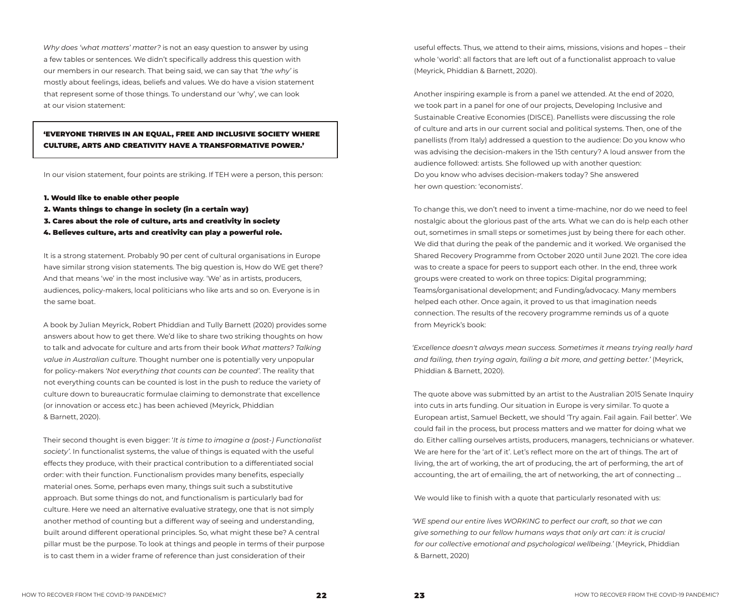*Why does 'what matters' matter?* is not an easy question to answer by using a few tables or sentences. We didn't specifically address this question with our members in our research. That being said, we can say that *'the why'* is mostly about feelings, ideas, beliefs and values. We do have a vision statement that represent some of those things. To understand our 'why', we can look at our vision statement:

**'EVERYONE THRIVES IN AN EQUAL, FREE AND INCLUSIVE SOCIETY WHERE CULTURE, ARTS AND CREATIVITY HAVE A TRANSFORMATIVE POWER.'**

In our vision statement, four points are striking. If TEH were a person, this person:

1. **Would like to enable other people**
2. **Wants things to change in society (in a certain way)**
3. **Cares about the role of culture, arts and creativity in society**
4. **Believes culture, arts and creativity can play a powerful role.**

It is a strong statement. Probably 90 per cent of cultural organisations in Europe have similar strong vision statements. The big question is, How do WE get there? And that means 'we' in the most inclusive way. 'We' as in artists, producers, audiences, policy-makers, local politicians who like arts and so on. Everyone is in the same boat.

A book by Julian Meyrick, Robert Phiddian and Tully Barnett (2020) provides some answers about how to get there. We'd like to share two striking thoughts on how to talk and advocate for culture and arts from their book *What matters? Talking value in Australian culture*. Thought number one is potentially very unpopular for policy-makers *'Not everything that counts can be counted'*. The reality that not everything counts can be counted is lost in the push to reduce the variety of culture down to bureaucratic formulae claiming to demonstrate that excellence (or innovation or access etc.) has been achieved (Meyrick, Phiddian & Barnett, 2020).

Their second thought is even bigger: '*It is time to imagine a (post-) Functionalist society'*. In functionalist systems, the value of things is equated with the useful effects they produce, with their practical contribution to a differentiated social order: with their function. Functionalism provides many benefits, especially material ones. Some, perhaps even many, things suit such a substitutive approach. But some things do not, and functionalism is particularly bad for culture. Here we need an alternative evaluative strategy, one that is not simply another method of counting but a different way of seeing and understanding, built around different operational principles. So, what might these be? A central pillar must be the purpose. To look at things and people in terms of their purpose is to cast them in a wider frame of reference than just consideration of their useful effects. Thus, we attend to their aims, missions, visions and hopes – their whole 'world': all factors that are left out of a functionalist approach to value (Meyrick, Phiddian & Barnett, 2020).

Another inspiring example is from a panel we attended. At the end of 2020, we took part in a panel for one of our projects, Developing Inclusive and Sustainable Creative Economies (DISCE). Panellists were discussing the role of culture and arts in our current social and political systems. Then, one of the panellists (from Italy) addressed a question to the audience: Do you know who was advising the decision-makers in the 15th century? A loud answer from the audience followed: artists. She followed up with another question: Do you know who advises decision-makers today? She answered her own question: 'economists'.

To change this, we don't need to invent a time-machine, nor do we need to feel nostalgic about the glorious past of the arts. What we can do is help each other out, sometimes in small steps or sometimes just by being there for each other. We did that during the peak of the pandemic and it worked. We organised the Shared Recovery Programme from October 2020 until June 2021. The core idea was to create a space for peers to support each other. In the end, three work groups were created to work on three topics: Digital programming; Teams/organisational development; and Funding/advocacy. Many members helped each other. Once again, it proved to us that imagination needs connection. The results of the recovery programme reminds us of a quote from Meyrick's book:

*'Excellence doesn't always mean success. Sometimes it means trying really hard and failing, then trying again, failing a bit more, and getting better.'* (Meyrick, Phiddian & Barnett, 2020).

The quote above was submitted by an artist to the Australian 2015 Senate Inquiry into cuts in arts funding. Our situation in Europe is very similar. To quote a European artist, Samuel Beckett, we should 'Try again. Fail again. Fail better'. We could fail in the process, but process matters and we matter for doing what we do. Either calling ourselves artists, producers, managers, technicians or whatever. We are here for the 'art of it'. Let's reflect more on the art of things. The art of living, the art of working, the art of producing, the art of performing, the art of accounting, the art of emailing, the art of networking, the art of connecting ...

We would like to finish with a quote that particularly resonated with us:

*'WE spend our entire lives WORKING to perfect our craft, so that we can give something to our fellow humans ways that only art can: it is crucial for our collective emotional and psychological wellbeing.'* (Meyrick, Phiddian & Barnett, 2020)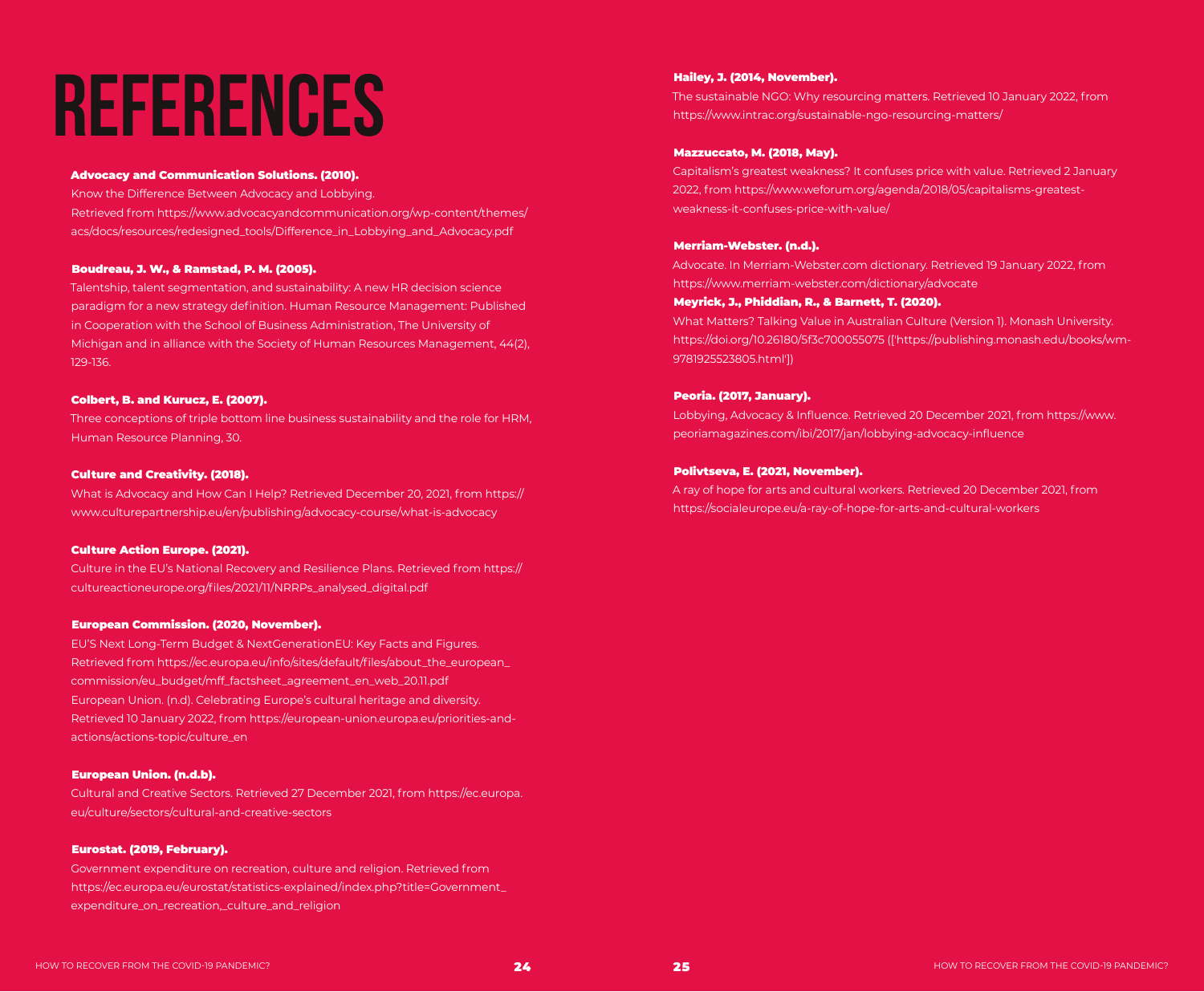# REFERENCES

**Advocacy and Communication Solutions. (2010).**
Know the Difference Between Advocacy and Lobbying.
Retrieved from https://www.advocacyandcommunication.org/wp-content/themes/acs/docs/resources/redesigned_tools/Difference_in_Lobbying_and_Advocacy.pdf

**Boudreau, J. W., & Ramstad, P. M. (2005).**
Talentship, talent segmentation, and sustainability: A new HR decision science paradigm for a new strategy definition. Human Resource Management: Published in Cooperation with the School of Business Administration, The University of Michigan and in alliance with the Society of Human Resources Management, 44(2), 129-136.

**Colbert, B. and Kurucz, E. (2007).**
Three conceptions of triple bottom line business sustainability and the role for HRM, Human Resource Planning, 30.

**Culture and Creativity. (2018).**
What is Advocacy and How Can I Help? Retrieved December 20, 2021, from https://www.culturepartnership.eu/en/publishing/advocacy-course/what-is-advocacy

**Culture Action Europe. (2021).**
Culture in the EU's National Recovery and Resilience Plans. Retrieved from https://cultureactioneurope.org/files/2021/11/NRRPs_analysed_digital.pdf

**European Commission. (2020, November).**
EU'S Next Long-Term Budget & NextGenerationEU: Key Facts and Figures. Retrieved from https://ec.europa.eu/info/sites/default/files/about_the_european_commission/eu_budget/mff_factsheet_agreement_en_web_20.11.pdf
European Union. (n.d). Celebrating Europe's cultural heritage and diversity. Retrieved 10 January 2022, from https://european-union.europa.eu/priorities-and-actions/actions-topic/culture_en

**European Union. (n.d.b).**
Cultural and Creative Sectors. Retrieved 27 December 2021, from https://ec.europa.eu/culture/sectors/cultural-and-creative-sectors

**Eurostat. (2019, February).**
Government expenditure on recreation, culture and religion. Retrieved from https://ec.europa.eu/eurostat/statistics-explained/index.php?title=Government_expenditure_on_recreation,_culture_and_religion

**Hailey, J. (2014, November).**
The sustainable NGO: Why resourcing matters. Retrieved 10 January 2022, from https://www.intrac.org/sustainable-ngo-resourcing-matters/

**Mazzuccato, M. (2018, May).**
Capitalism's greatest weakness? It confuses price with value. Retrieved 2 January 2022, from https://www.weforum.org/agenda/2018/05/capitalisms-greatest-weakness-it-confuses-price-with-value/

**Merriam-Webster. (n.d.).**
Advocate. In Merriam-Webster.com dictionary. Retrieved 19 January 2022, from https://www.merriam-webster.com/dictionary/advocate

**Meyrick, J., Phiddian, R., & Barnett, T. (2020).**
What Matters? Talking Value in Australian Culture (Version 1). Monash University. https://doi.org/10.26180/5f3c700055075 (['https://publishing.monash.edu/books/wm-9781925523805.html'])

**Peoria. (2017, January).**
Lobbying, Advocacy & Influence. Retrieved 20 December 2021, from https://www.peoriamagazines.com/ibi/2017/jan/lobbying-advocacy-influence

**Polivtseva, E. (2021, November).**
A ray of hope for arts and cultural workers. Retrieved 20 December 2021, from https://socialeurope.eu/a-ray-of-hope-for-arts-and-cultural-workers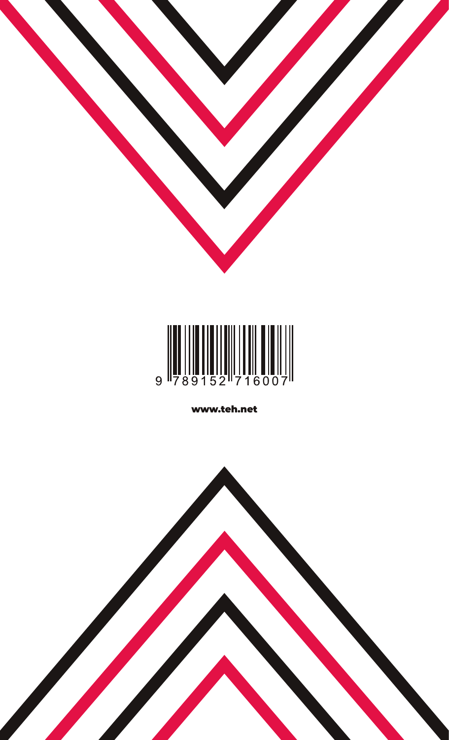9 789152 716007

**www.teh.net**